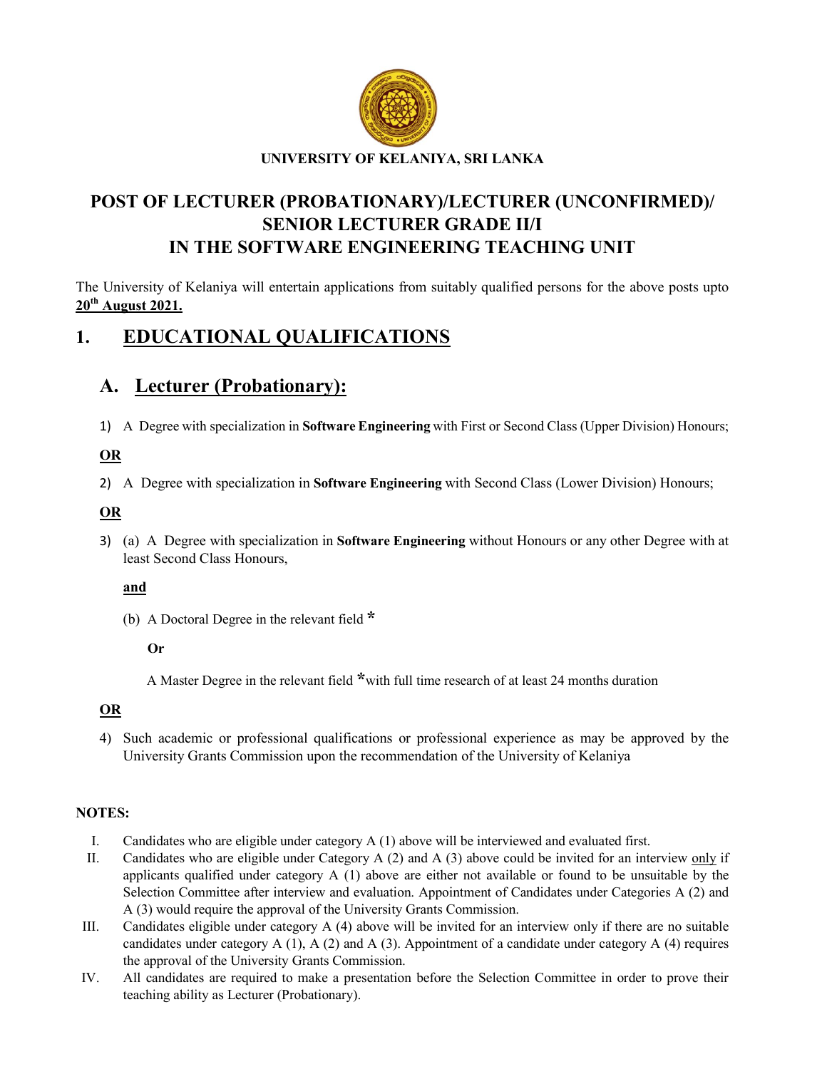**UNIVERSITY OF KELANIYA, SRI LANKA**

# POST OF LECTURER (PROBATIONARY)/LECTURER (UNCONFIRMED)/ SENIOR LECTURER GRADE II/I IN THE SOFTWARE ENGINEERING TEACHING UNIT

The University of Kelaniya will entertain applications from suitably qualified persons for the above posts upto **20th August 2021.**

## 1. EDUCATIONAL QUALIFICATIONS

### A. Lecturer (Probationary):

1) A Degree with specialization in **Software Engineering** with First or Second Class (Upper Division) Honours;

**OR**

2) A Degree with specialization in **Software Engineering** with Second Class (Lower Division) Honours;

**OR**

3) (a) A Degree with specialization in **Software Engineering** without Honours or any other Degree with at least Second Class Honours,

   **and**

   (b) A Doctoral Degree in the relevant field *

   **Or**

   A Master Degree in the relevant field *with full time research of at least 24 months duration

**OR**

4) Such academic or professional qualifications or professional experience as may be approved by the University Grants Commission upon the recommendation of the University of Kelaniya

**NOTES:**

I. Candidates who are eligible under category A (1) above will be interviewed and evaluated first.

II. Candidates who are eligible under Category A (2) and A (3) above could be invited for an interview only if applicants qualified under category A (1) above are either not available or found to be unsuitable by the Selection Committee after interview and evaluation. Appointment of Candidates under Categories A (2) and A (3) would require the approval of the University Grants Commission.

III. Candidates eligible under category A (4) above will be invited for an interview only if there are no suitable candidates under category A (1), A (2) and A (3). Appointment of a candidate under category A (4) requires the approval of the University Grants Commission.

IV. All candidates are required to make a presentation before the Selection Committee in order to prove their teaching ability as Lecturer (Probationary).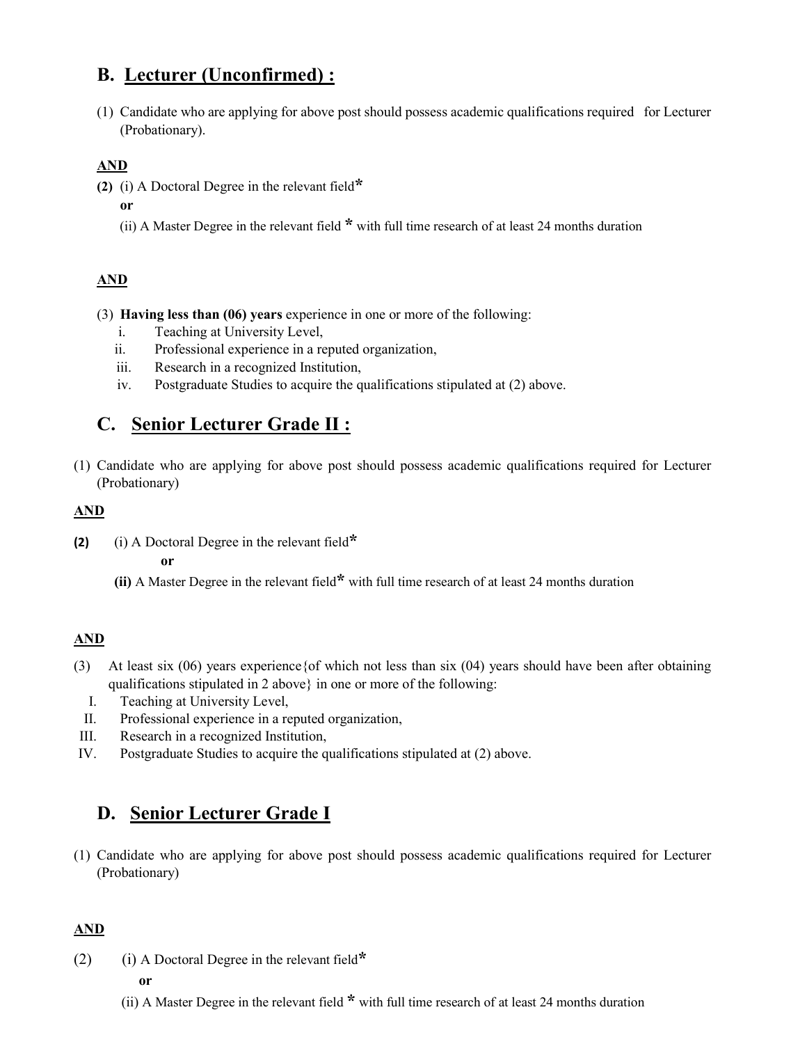## B. Lecturer (Unconfirmed) :

(1) Candidate who are applying for above post should possess academic qualifications required for Lecturer (Probationary).

**AND**

**(2)** (i) A Doctoral Degree in the relevant field*

**or**

(ii) A Master Degree in the relevant field * with full time research of at least 24 months duration

**AND**

(3) **Having less than (06) years** experience in one or more of the following:

i. Teaching at University Level,
ii. Professional experience in a reputed organization,
iii. Research in a recognized Institution,
iv. Postgraduate Studies to acquire the qualifications stipulated at (2) above.

## C. Senior Lecturer Grade II :

(1) Candidate who are applying for above post should possess academic qualifications required for Lecturer (Probationary)

**AND**

**(2)** (i) A Doctoral Degree in the relevant field*

**or**

**(ii)** A Master Degree in the relevant field* with full time research of at least 24 months duration

**AND**

(3) At least six (06) years experience{of which not less than six (04) years should have been after obtaining qualifications stipulated in 2 above} in one or more of the following:

I. Teaching at University Level,
II. Professional experience in a reputed organization,
III. Research in a recognized Institution,
IV. Postgraduate Studies to acquire the qualifications stipulated at (2) above.

## D. Senior Lecturer Grade I

(1) Candidate who are applying for above post should possess academic qualifications required for Lecturer (Probationary)

**AND**

(2) (i) A Doctoral Degree in the relevant field*

**or**

(ii) A Master Degree in the relevant field * with full time research of at least 24 months duration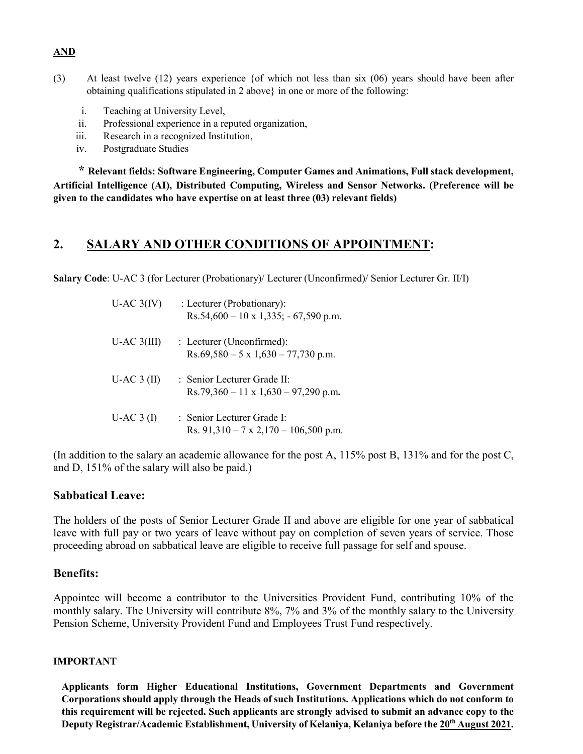**AND**

(3) At least twelve (12) years experience {of which not less than six (06) years should have been after obtaining qualifications stipulated in 2 above} in one or more of the following:

i. Teaching at University Level,
ii. Professional experience in a reputed organization,
iii. Research in a recognized Institution,
iv. Postgraduate Studies

**\* Relevant fields: Software Engineering, Computer Games and Animations, Full stack development, Artificial Intelligence (AI), Distributed Computing, Wireless and Sensor Networks. (Preference will be given to the candidates who have expertise on at least three (03) relevant fields)**

## 2. SALARY AND OTHER CONDITIONS OF APPOINTMENT:

**Salary Code**: U-AC 3 (for Lecturer (Probationary)/ Lecturer (Unconfirmed)/ Senior Lecturer Gr. II/I)

| | |
|---|---|
| U-AC 3(IV) | : Lecturer (Probationary): Rs.54,600 – 10 x 1,335; - 67,590 p.m. |
| U-AC 3(III) | : Lecturer (Unconfirmed): Rs.69,580 – 5 x 1,630 – 77,730 p.m. |
| U-AC 3 (II) | : Senior Lecturer Grade II: Rs.79,360 – 11 x 1,630 – 97,290 p.m. |
| U-AC 3 (I) | : Senior Lecturer Grade I: Rs. 91,310 – 7 x 2,170 – 106,500 p.m. |

(In addition to the salary an academic allowance for the post A, 115% post B, 131% and for the post C, and D, 151% of the salary will also be paid.)

### Sabbatical Leave:

The holders of the posts of Senior Lecturer Grade II and above are eligible for one year of sabbatical leave with full pay or two years of leave without pay on completion of seven years of service. Those proceeding abroad on sabbatical leave are eligible to receive full passage for self and spouse.

### Benefits:

Appointee will become a contributor to the Universities Provident Fund, contributing 10% of the monthly salary. The University will contribute 8%, 7% and 3% of the monthly salary to the University Pension Scheme, University Provident Fund and Employees Trust Fund respectively.

**IMPORTANT**

**Applicants form Higher Educational Institutions, Government Departments and Government Corporations should apply through the Heads of such Institutions. Applications which do not conform to this requirement will be rejected. Such applicants are strongly advised to submit an advance copy to the Deputy Registrar/Academic Establishment, University of Kelaniya, Kelaniya before the 20th August 2021.**